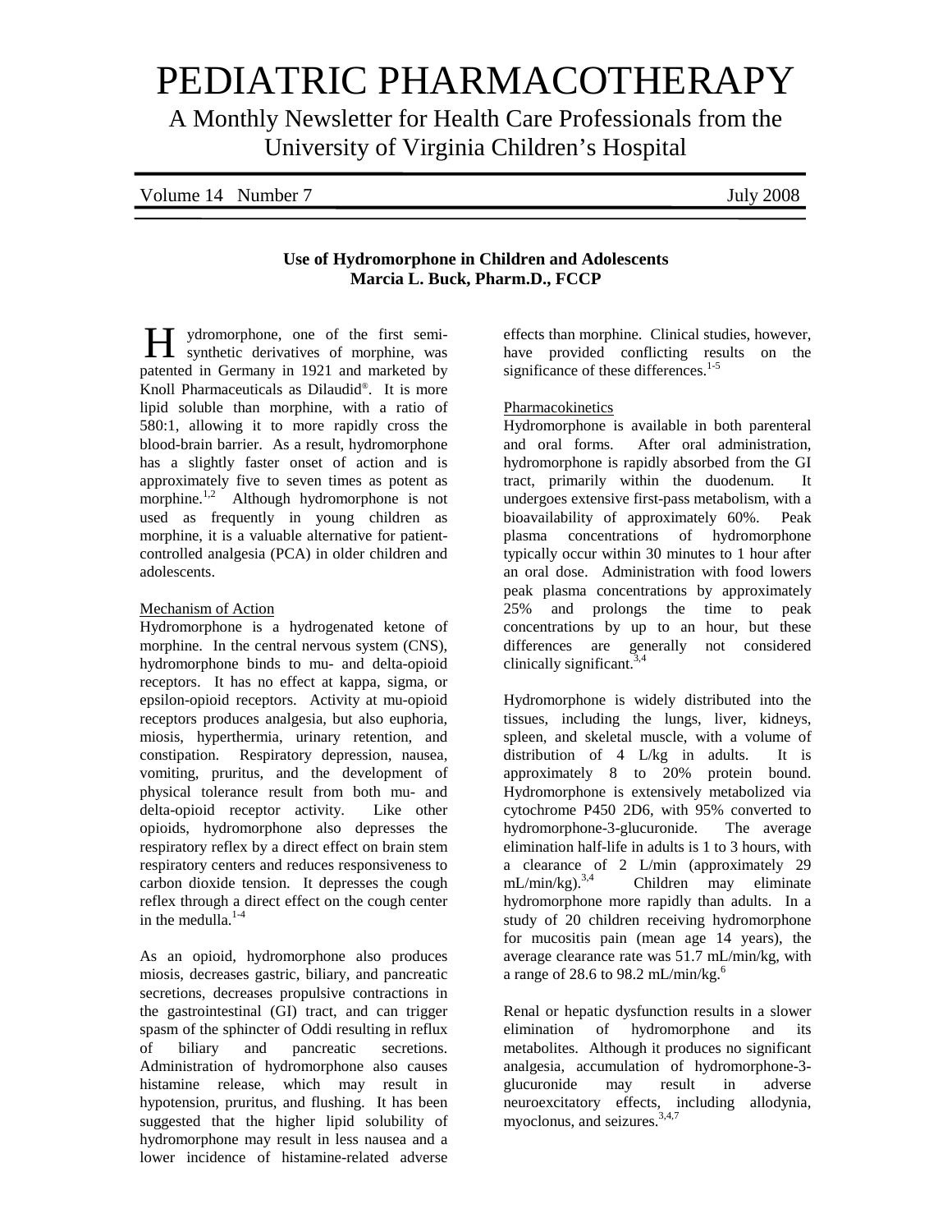# PEDIATRIC PHARMACOTHERAPY

A Monthly Newsletter for Health Care Professionals from the University of Virginia Children's Hospital

Volume 14 Number 7 — July 2008

## Use of Hydromorphone in Children and Adolescents

**Marcia L. Buck, Pharm.D., FCCP**

Hydromorphone, one of the first semi-synthetic derivatives of morphine, was patented in Germany in 1921 and marketed by Knoll Pharmaceuticals as Dilaudid®. It is more lipid soluble than morphine, with a ratio of 580:1, allowing it to more rapidly cross the blood-brain barrier. As a result, hydromorphone has a slightly faster onset of action and is approximately five to seven times as potent as morphine.[1,2] Although hydromorphone is not used as frequently in young children as morphine, it is a valuable alternative for patient-controlled analgesia (PCA) in older children and adolescents.

### Mechanism of Action

Hydromorphone is a hydrogenated ketone of morphine. In the central nervous system (CNS), hydromorphone binds to mu- and delta-opioid receptors. It has no effect at kappa, sigma, or epsilon-opioid receptors. Activity at mu-opioid receptors produces analgesia, but also euphoria, miosis, hyperthermia, urinary retention, and constipation. Respiratory depression, nausea, vomiting, pruritus, and the development of physical tolerance result from both mu- and delta-opioid receptor activity. Like other opioids, hydromorphone also depresses the respiratory reflex by a direct effect on brain stem respiratory centers and reduces responsiveness to carbon dioxide tension. It depresses the cough reflex through a direct effect on the cough center in the medulla.[1-4]

As an opioid, hydromorphone also produces miosis, decreases gastric, biliary, and pancreatic secretions, decreases propulsive contractions in the gastrointestinal (GI) tract, and can trigger spasm of the sphincter of Oddi resulting in reflux of biliary and pancreatic secretions. Administration of hydromorphone also causes histamine release, which may result in hypotension, pruritus, and flushing. It has been suggested that the higher lipid solubility of hydromorphone may result in less nausea and a lower incidence of histamine-related adverse effects than morphine. Clinical studies, however, have provided conflicting results on the significance of these differences.[1-5]

### Pharmacokinetics

Hydromorphone is available in both parenteral and oral forms. After oral administration, hydromorphone is rapidly absorbed from the GI tract, primarily within the duodenum. It undergoes extensive first-pass metabolism, with a bioavailability of approximately 60%. Peak plasma concentrations of hydromorphone typically occur within 30 minutes to 1 hour after an oral dose. Administration with food lowers peak plasma concentrations by approximately 25% and prolongs the time to peak concentrations by up to an hour, but these differences are generally not considered clinically significant.[3,4]

Hydromorphone is widely distributed into the tissues, including the lungs, liver, kidneys, spleen, and skeletal muscle, with a volume of distribution of 4 L/kg in adults. It is approximately 8 to 20% protein bound. Hydromorphone is extensively metabolized via cytochrome P450 2D6, with 95% converted to hydromorphone-3-glucuronide. The average elimination half-life in adults is 1 to 3 hours, with a clearance of 2 L/min (approximately 29 mL/min/kg).[3,4] Children may eliminate hydromorphone more rapidly than adults. In a study of 20 children receiving hydromorphone for mucositis pain (mean age 14 years), the average clearance rate was 51.7 mL/min/kg, with a range of 28.6 to 98.2 mL/min/kg.[6]

Renal or hepatic dysfunction results in a slower elimination of hydromorphone and its metabolites. Although it produces no significant analgesia, accumulation of hydromorphone-3-glucuronide may result in adverse neuroexcitatory effects, including allodynia, myoclonus, and seizures.[3,4,7]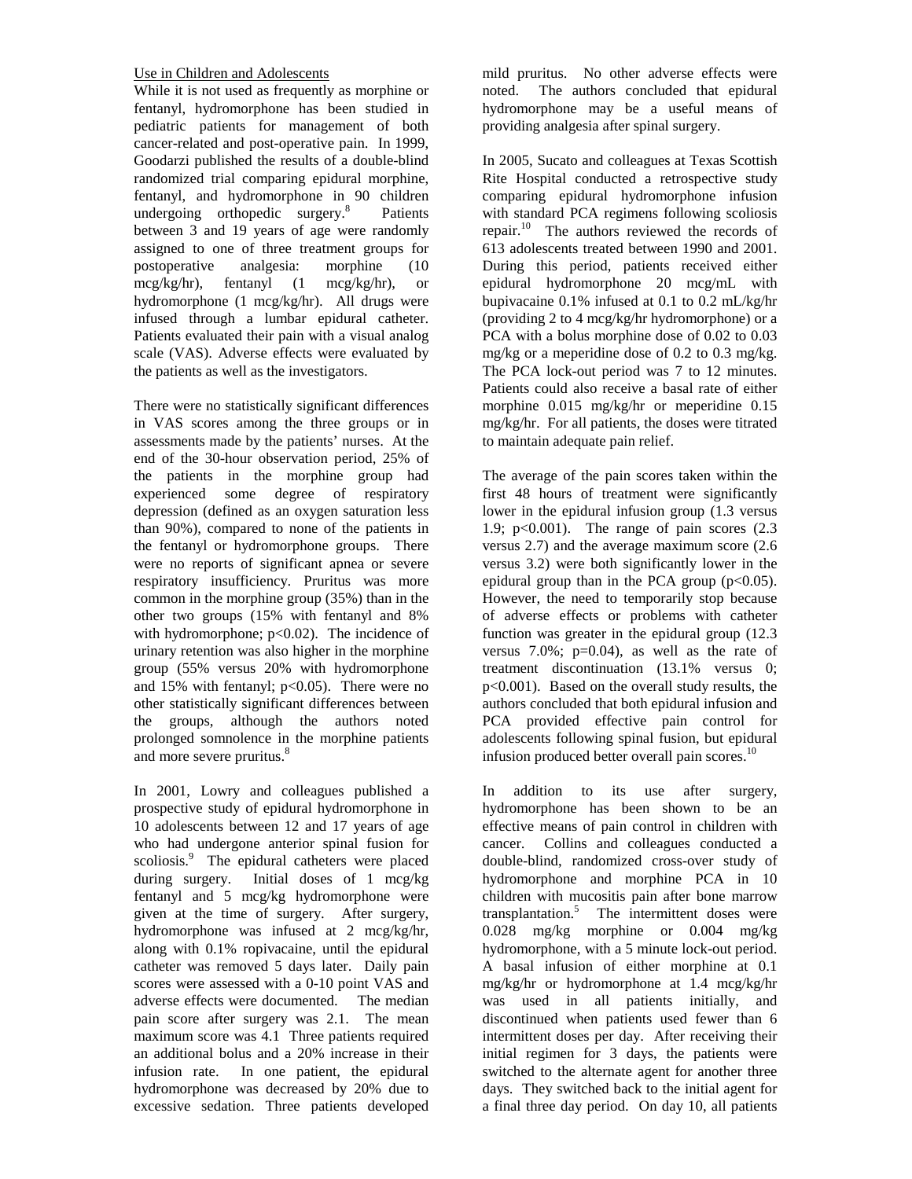Use in Children and Adolescents

While it is not used as frequently as morphine or fentanyl, hydromorphone has been studied in pediatric patients for management of both cancer-related and post-operative pain. In 1999, Goodarzi published the results of a double-blind randomized trial comparing epidural morphine, fentanyl, and hydromorphone in 90 children undergoing orthopedic surgery.[8] Patients between 3 and 19 years of age were randomly assigned to one of three treatment groups for postoperative analgesia: morphine (10 mcg/kg/hr), fentanyl (1 mcg/kg/hr), or hydromorphone (1 mcg/kg/hr). All drugs were infused through a lumbar epidural catheter. Patients evaluated their pain with a visual analog scale (VAS). Adverse effects were evaluated by the patients as well as the investigators.

There were no statistically significant differences in VAS scores among the three groups or in assessments made by the patients' nurses. At the end of the 30-hour observation period, 25% of the patients in the morphine group had experienced some degree of respiratory depression (defined as an oxygen saturation less than 90%), compared to none of the patients in the fentanyl or hydromorphone groups. There were no reports of significant apnea or severe respiratory insufficiency. Pruritus was more common in the morphine group (35%) than in the other two groups (15% with fentanyl and 8% with hydromorphone; $p<0.02$). The incidence of urinary retention was also higher in the morphine group (55% versus 20% with hydromorphone and 15% with fentanyl; $p<0.05$). There were no other statistically significant differences between the groups, although the authors noted prolonged somnolence in the morphine patients and more severe pruritus.[8]

In 2001, Lowry and colleagues published a prospective study of epidural hydromorphone in 10 adolescents between 12 and 17 years of age who had undergone anterior spinal fusion for scoliosis.[9] The epidural catheters were placed during surgery. Initial doses of 1 mcg/kg fentanyl and 5 mcg/kg hydromorphone were given at the time of surgery. After surgery, hydromorphone was infused at 2 mcg/kg/hr, along with 0.1% ropivacaine, until the epidural catheter was removed 5 days later. Daily pain scores were assessed with a 0-10 point VAS and adverse effects were documented. The median pain score after surgery was 2.1. The mean maximum score was 4.1 Three patients required an additional bolus and a 20% increase in their infusion rate. In one patient, the epidural hydromorphone was decreased by 20% due to excessive sedation. Three patients developed mild pruritus. No other adverse effects were noted. The authors concluded that epidural hydromorphone may be a useful means of providing analgesia after spinal surgery.

In 2005, Sucato and colleagues at Texas Scottish Rite Hospital conducted a retrospective study comparing epidural hydromorphone infusion with standard PCA regimens following scoliosis repair.[10] The authors reviewed the records of 613 adolescents treated between 1990 and 2001. During this period, patients received either epidural hydromorphone 20 mcg/mL with bupivacaine 0.1% infused at 0.1 to 0.2 mL/kg/hr (providing 2 to 4 mcg/kg/hr hydromorphone) or a PCA with a bolus morphine dose of 0.02 to 0.03 mg/kg or a meperidine dose of 0.2 to 0.3 mg/kg. The PCA lock-out period was 7 to 12 minutes. Patients could also receive a basal rate of either morphine 0.015 mg/kg/hr or meperidine 0.15 mg/kg/hr. For all patients, the doses were titrated to maintain adequate pain relief.

The average of the pain scores taken within the first 48 hours of treatment were significantly lower in the epidural infusion group (1.3 versus 1.9; $p<0.001$). The range of pain scores (2.3 versus 2.7) and the average maximum score (2.6 versus 3.2) were both significantly lower in the epidural group than in the PCA group ($p<0.05$). However, the need to temporarily stop because of adverse effects or problems with catheter function was greater in the epidural group (12.3 versus 7.0%; $p=0.04$), as well as the rate of treatment discontinuation (13.1% versus 0; $p<0.001$). Based on the overall study results, the authors concluded that both epidural infusion and PCA provided effective pain control for adolescents following spinal fusion, but epidural infusion produced better overall pain scores.[10]

In addition to its use after surgery, hydromorphone has been shown to be an effective means of pain control in children with cancer. Collins and colleagues conducted a double-blind, randomized cross-over study of hydromorphone and morphine PCA in 10 children with mucositis pain after bone marrow transplantation.[5] The intermittent doses were 0.028 mg/kg morphine or 0.004 mg/kg hydromorphone, with a 5 minute lock-out period. A basal infusion of either morphine at 0.1 mg/kg/hr or hydromorphone at 1.4 mcg/kg/hr was used in all patients initially, and discontinued when patients used fewer than 6 intermittent doses per day. After receiving their initial regimen for 3 days, the patients were switched to the alternate agent for another three days. They switched back to the initial agent for a final three day period. On day 10, all patients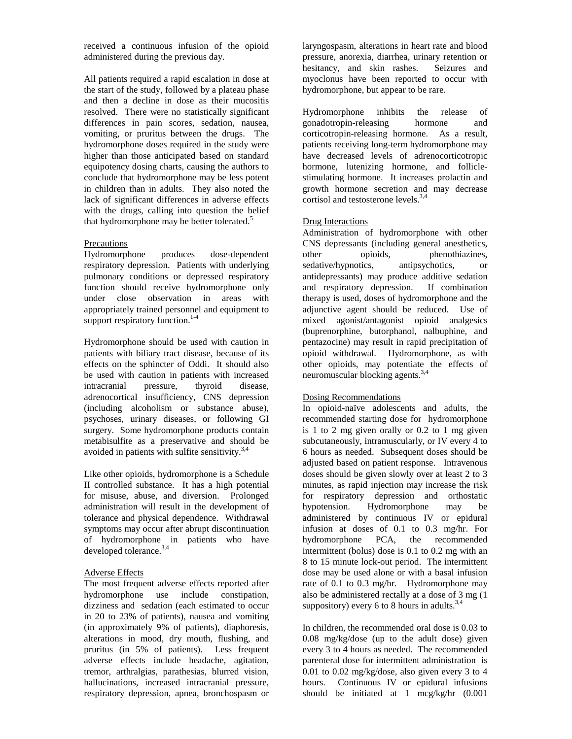received a continuous infusion of the opioid administered during the previous day.

All patients required a rapid escalation in dose at the start of the study, followed by a plateau phase and then a decline in dose as their mucositis resolved. There were no statistically significant differences in pain scores, sedation, nausea, vomiting, or pruritus between the drugs. The hydromorphone doses required in the study were higher than those anticipated based on standard equipotency dosing charts, causing the authors to conclude that hydromorphone may be less potent in children than in adults. They also noted the lack of significant differences in adverse effects with the drugs, calling into question the belief that hydromorphone may be better tolerated.[5]

## Precautions

Hydromorphone produces dose-dependent respiratory depression. Patients with underlying pulmonary conditions or depressed respiratory function should receive hydromorphone only under close observation in areas with appropriately trained personnel and equipment to support respiratory function.[1-4]

Hydromorphone should be used with caution in patients with biliary tract disease, because of its effects on the sphincter of Oddi. It should also be used with caution in patients with increased intracranial pressure, thyroid disease, adrenocortical insufficiency, CNS depression (including alcoholism or substance abuse), psychoses, urinary diseases, or following GI surgery. Some hydromorphone products contain metabisulfite as a preservative and should be avoided in patients with sulfite sensitivity.[3,4]

Like other opioids, hydromorphone is a Schedule II controlled substance. It has a high potential for misuse, abuse, and diversion. Prolonged administration will result in the development of tolerance and physical dependence. Withdrawal symptoms may occur after abrupt discontinuation of hydromorphone in patients who have developed tolerance.[3,4]

## Adverse Effects

The most frequent adverse effects reported after hydromorphone use include constipation, dizziness and sedation (each estimated to occur in 20 to 23% of patients), nausea and vomiting (in approximately 9% of patients), diaphoresis, alterations in mood, dry mouth, flushing, and pruritus (in 5% of patients). Less frequent adverse effects include headache, agitation, tremor, arthralgias, parathesias, blurred vision, hallucinations, increased intracranial pressure, respiratory depression, apnea, bronchospasm or laryngospasm, alterations in heart rate and blood pressure, anorexia, diarrhea, urinary retention or hesitancy, and skin rashes. Seizures and myoclonus have been reported to occur with hydromorphone, but appear to be rare.

Hydromorphone inhibits the release of gonadotropin-releasing hormone and corticotropin-releasing hormone. As a result, patients receiving long-term hydromorphone may have decreased levels of adrenocorticotropic hormone, lutenizing hormone, and follicle-stimulating hormone. It increases prolactin and growth hormone secretion and may decrease cortisol and testosterone levels.[3,4]

## Drug Interactions

Administration of hydromorphone with other CNS depressants (including general anesthetics, other opioids, phenothiazines, sedative/hypnotics, antipsychotics, or antidepressants) may produce additive sedation and respiratory depression. If combination therapy is used, doses of hydromorphone and the adjunctive agent should be reduced. Use of mixed agonist/antagonist opioid analgesics (buprenorphine, butorphanol, nalbuphine, and pentazocine) may result in rapid precipitation of opioid withdrawal. Hydromorphone, as with other opioids, may potentiate the effects of neuromuscular blocking agents.[3,4]

## Dosing Recommendations

In opioid-naïve adolescents and adults, the recommended starting dose for hydromorphone is 1 to 2 mg given orally or 0.2 to 1 mg given subcutaneously, intramuscularly, or IV every 4 to 6 hours as needed. Subsequent doses should be adjusted based on patient response. Intravenous doses should be given slowly over at least 2 to 3 minutes, as rapid injection may increase the risk for respiratory depression and orthostatic hypotension. Hydromorphone may be administered by continuous IV or epidural infusion at doses of 0.1 to 0.3 mg/hr. For hydromorphone PCA, the recommended intermittent (bolus) dose is 0.1 to 0.2 mg with an 8 to 15 minute lock-out period. The intermittent dose may be used alone or with a basal infusion rate of 0.1 to 0.3 mg/hr. Hydromorphone may also be administered rectally at a dose of 3 mg (1 suppository) every 6 to 8 hours in adults.[3,4]

In children, the recommended oral dose is 0.03 to 0.08 mg/kg/dose (up to the adult dose) given every 3 to 4 hours as needed. The recommended parenteral dose for intermittent administration is 0.01 to 0.02 mg/kg/dose, also given every 3 to 4 hours. Continuous IV or epidural infusions should be initiated at 1 mcg/kg/hr (0.001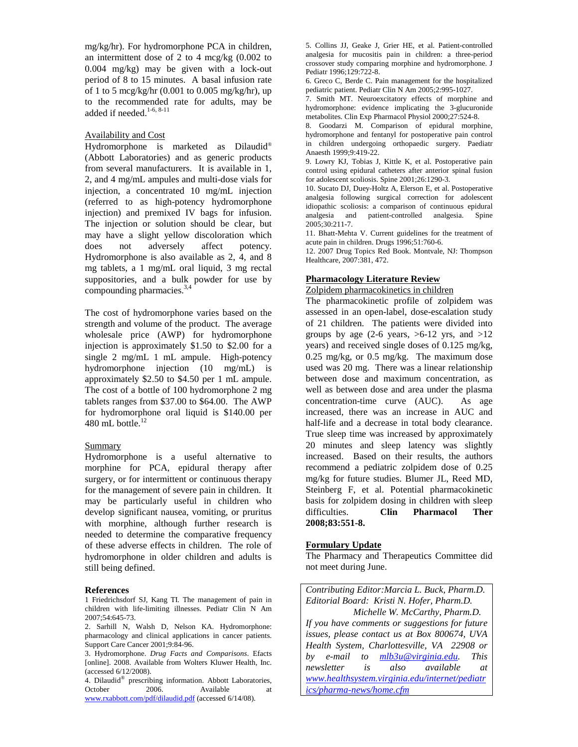mg/kg/hr). For hydromorphone PCA in children, an intermittent dose of 2 to 4 mcg/kg (0.002 to 0.004 mg/kg) may be given with a lock-out period of 8 to 15 minutes. A basal infusion rate of 1 to 5 mcg/kg/hr (0.001 to 0.005 mg/kg/hr), up to the recommended rate for adults, may be added if needed.[1-6, 8-11]

Availability and Cost

Hydromorphone is marketed as Dilaudid® (Abbott Laboratories) and as generic products from several manufacturers. It is available in 1, 2, and 4 mg/mL ampules and multi-dose vials for injection, a concentrated 10 mg/mL injection (referred to as high-potency hydromorphone injection) and premixed IV bags for infusion. The injection or solution should be clear, but may have a slight yellow discoloration which does not adversely affect potency. Hydromorphone is also available as 2, 4, and 8 mg tablets, a 1 mg/mL oral liquid, 3 mg rectal suppositories, and a bulk powder for use by compounding pharmacies.[3,4]

The cost of hydromorphone varies based on the strength and volume of the product. The average wholesale price (AWP) for hydromorphone injection is approximately $1.50 to $2.00 for a single 2 mg/mL 1 mL ampule. High-potency hydromorphone injection (10 mg/mL) is approximately $2.50 to $4.50 per 1 mL ampule. The cost of a bottle of 100 hydromorphone 2 mg tablets ranges from $37.00 to $64.00. The AWP for hydromorphone oral liquid is $140.00 per 480 mL bottle.[12]

Summary

Hydromorphone is a useful alternative to morphine for PCA, epidural therapy after surgery, or for intermittent or continuous therapy for the management of severe pain in children. It may be particularly useful in children who develop significant nausea, vomiting, or pruritus with morphine, although further research is needed to determine the comparative frequency of these adverse effects in children. The role of hydromorphone in older children and adults is still being defined.

**References**

1 Friedrichsdorf SJ, Kang TI. The management of pain in children with life-limiting illnesses. Pediatr Clin N Am 2007;54:645-73.

2. Sarhill N, Walsh D, Nelson KA. Hydromorphone: pharmacology and clinical applications in cancer patients. Support Care Cancer 2001;9:84-96.

3. Hydromorphone. *Drug Facts and Comparisons*. Efacts [online]. 2008. Available from Wolters Kluwer Health, Inc. (accessed 6/12/2008).

4. Dilaudid® prescribing information. Abbott Laboratories, October 2006. Available at www.rxabbott.com/pdf/dilaudid.pdf (accessed 6/14/08).

5. Collins JJ, Geake J, Grier HE, et al. Patient-controlled analgesia for mucositis pain in children: a three-period crossover study comparing morphine and hydromorphone. J Pediatr 1996;129:722-8.

6. Greco C, Berde C. Pain management for the hospitalized pediatric patient. Pediatr Clin N Am 2005;2:995-1027.

7. Smith MT. Neuroexcitatory effects of morphine and hydromorphone: evidence implicating the 3-glucuronide metabolites. Clin Exp Pharmacol Physiol 2000;27:524-8.

8. Goodarzi M. Comparison of epidural morphine, hydromorphone and fentanyl for postoperative pain control in children undergoing orthopaedic surgery. Paediatr Anaesth 1999;9:419-22.

9. Lowry KJ, Tobias J, Kittle K, et al. Postoperative pain control using epidural catheters after anterior spinal fusion for adolescent scoliosis. Spine 2001;26:1290-3.

10. Sucato DJ, Duey-Holtz A, Elerson E, et al. Postoperative analgesia following surgical correction for adolescent idiopathic scoliosis: a comparison of continuous epidural analgesia and patient-controlled analgesia. Spine 2005;30:211-7.

11. Bhatt-Mehta V. Current guidelines for the treatment of acute pain in children. Drugs 1996;51:760-6.

12. 2007 Drug Topics Red Book. Montvale, NJ: Thompson Healthcare, 2007:381, 472.

## Pharmacology Literature Review

Zolpidem pharmacokinetics in children

The pharmacokinetic profile of zolpidem was assessed in an open-label, dose-escalation study of 21 children. The patients were divided into groups by age (2-6 years, >6-12 yrs, and >12 years) and received single doses of 0.125 mg/kg, 0.25 mg/kg, or 0.5 mg/kg. The maximum dose used was 20 mg. There was a linear relationship between dose and maximum concentration, as well as between dose and area under the plasma concentration-time curve (AUC). As age increased, there was an increase in AUC and half-life and a decrease in total body clearance. True sleep time was increased by approximately 20 minutes and sleep latency was slightly increased. Based on their results, the authors recommend a pediatric zolpidem dose of 0.25 mg/kg for future studies. Blumer JL, Reed MD, Steinberg F, et al. Potential pharmacokinetic basis for zolpidem dosing in children with sleep difficulties. **Clin Pharmacol Ther 2008;83:551-8.**

## Formulary Update

The Pharmacy and Therapeutics Committee did not meet during June.

*Contributing Editor: Marcia L. Buck, Pharm.D.*
*Editorial Board: Kristi N. Hofer, Pharm.D.*
*Michelle W. McCarthy, Pharm.D.*
*If you have comments or suggestions for future issues, please contact us at Box 800674, UVA Health System, Charlottesville, VA 22908 or by e-mail to mlb3u@virginia.edu. This newsletter is also available at www.healthsystem.virginia.edu/internet/pediatrics/pharma-news/home.cfm*